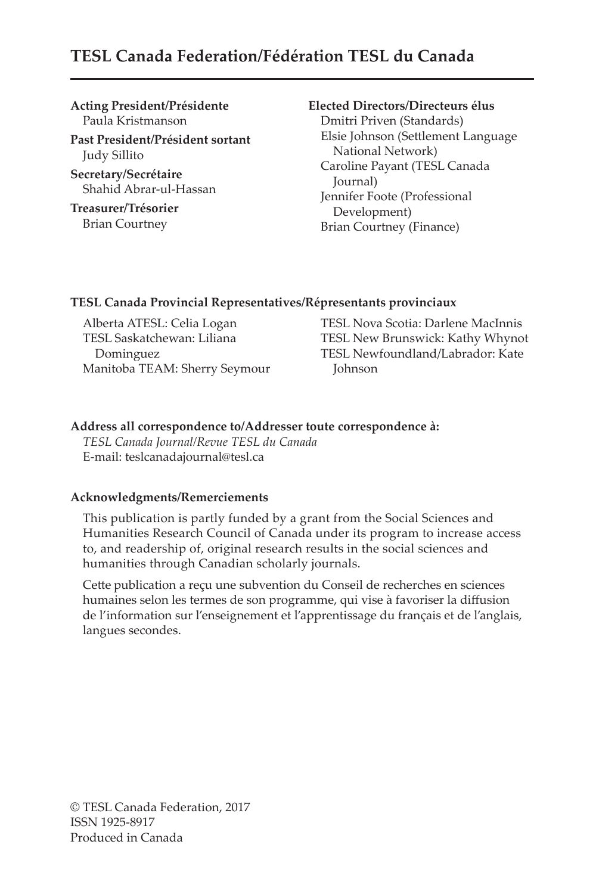## TESL Canada Federation/Fédération TESL du Canada

**Acting President/Présidente**
Paula Kristmanson

**Past President/Président sortant**
Judy Sillito

**Secretary/Secrétaire**
Shahid Abrar-ul-Hassan

**Treasurer/Trésorier**
Brian Courtney

**Elected Directors/Directeurs élus**
Dmitri Priven (Standards)
Elsie Johnson (Settlement Language National Network)
Caroline Payant (TESL Canada Journal)
Jennifer Foote (Professional Development)
Brian Courtney (Finance)

**TESL Canada Provincial Representatives/Répresentants provinciaux**

Alberta ATESL: Celia Logan
TESL Saskatchewan: Liliana Dominguez
Manitoba TEAM: Sherry Seymour
TESL Nova Scotia: Darlene MacInnis
TESL New Brunswick: Kathy Whynot
TESL Newfoundland/Labrador: Kate Johnson

**Address all correspondence to/Addresser toute correspondence à:**
*TESL Canada Journal/Revue TESL du Canada*
E-mail: teslcanadajournal@tesl.ca

**Acknowledgments/Remerciements**

This publication is partly funded by a grant from the Social Sciences and Humanities Research Council of Canada under its program to increase access to, and readership of, original research results in the social sciences and humanities through Canadian scholarly journals.

Cette publication a reçu une subvention du Conseil de recherches en sciences humaines selon les termes de son programme, qui vise à favoriser la diffusion de l'information sur l'enseignement et l'apprentissage du français et de l'anglais, langues secondes.

© TESL Canada Federation, 2017
ISSN 1925-8917
Produced in Canada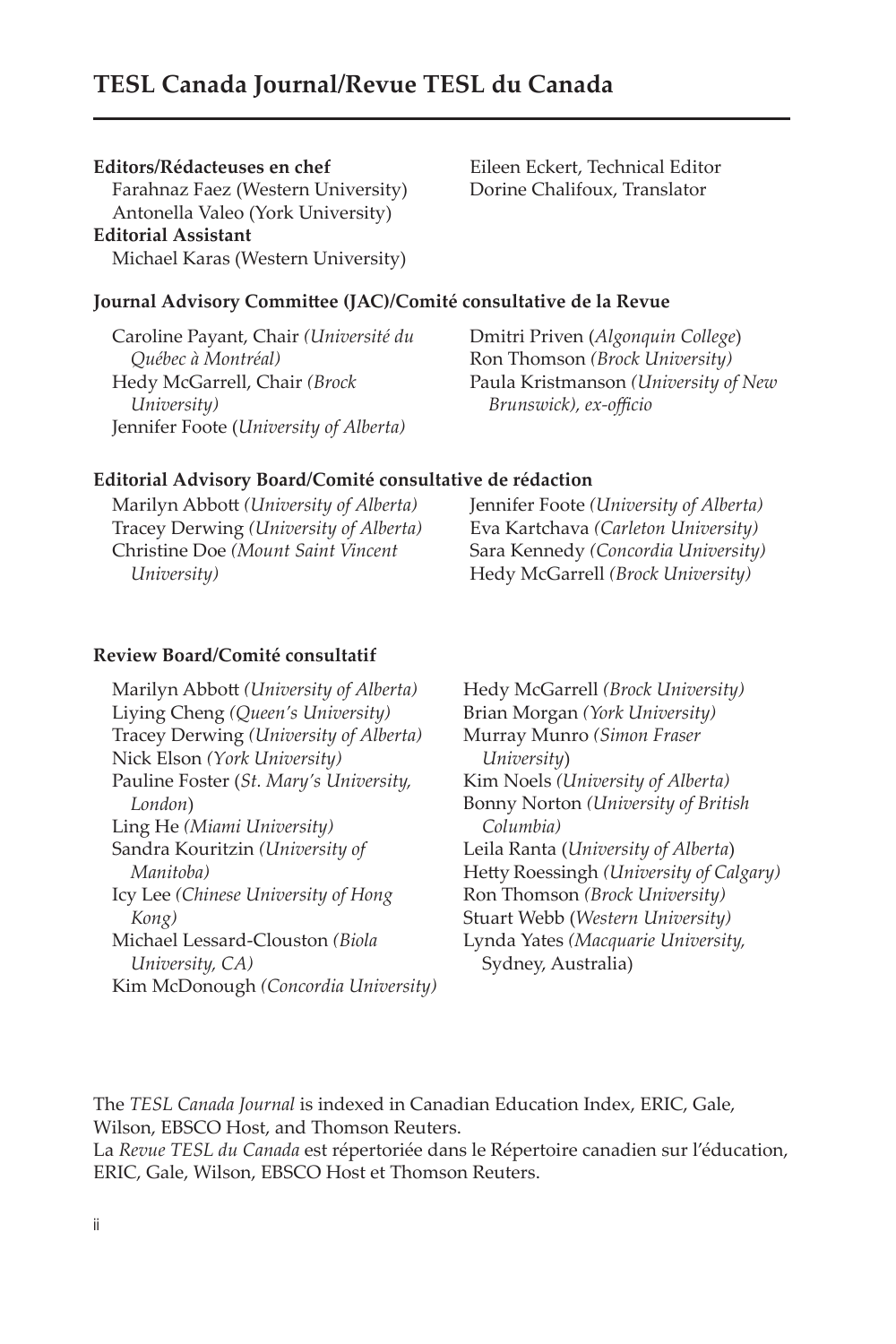# TESL Canada Journal/Revue TESL du Canada

**Editors/Rédacteuses en chef**
Farahnaz Faez (Western University)
Antonella Valeo (York University)

**Editorial Assistant**
Michael Karas (Western University)

Eileen Eckert, Technical Editor
Dorine Chalifoux, Translator

**Journal Advisory Committee (JAC)/Comité consultative de la Revue**

Caroline Payant, Chair *(Université du Québec à Montréal)*
Hedy McGarrell, Chair *(Brock University)*
Jennifer Foote (*University of Alberta)*
Dmitri Priven (*Algonquin College*)
Ron Thomson *(Brock University)*
Paula Kristmanson *(University of New Brunswick), ex-officio*

**Editorial Advisory Board/Comité consultative de rédaction**

Marilyn Abbott *(University of Alberta)*
Tracey Derwing *(University of Alberta)*
Christine Doe *(Mount Saint Vincent University)*
Jennifer Foote *(University of Alberta)*
Eva Kartchava *(Carleton University)*
Sara Kennedy *(Concordia University)*
Hedy McGarrell *(Brock University)*

**Review Board/Comité consultatif**

Marilyn Abbott *(University of Alberta)*
Liying Cheng *(Queen's University)*
Tracey Derwing *(University of Alberta)*
Nick Elson *(York University)*
Pauline Foster (*St. Mary's University, London*)
Ling He *(Miami University)*
Sandra Kouritzin *(University of Manitoba)*
Icy Lee *(Chinese University of Hong Kong)*
Michael Lessard-Clouston *(Biola University, CA)*
Kim McDonough *(Concordia University)*
Hedy McGarrell *(Brock University)*
Brian Morgan *(York University)*
Murray Munro *(Simon Fraser University*)
Kim Noels *(University of Alberta)*
Bonny Norton *(University of British Columbia)*
Leila Ranta (*University of Alberta*)
Hetty Roessingh *(University of Calgary)*
Ron Thomson *(Brock University)*
Stuart Webb (*Western University)*
Lynda Yates *(Macquarie University,* Sydney, Australia)

The *TESL Canada Journal* is indexed in Canadian Education Index, ERIC, Gale, Wilson, EBSCO Host, and Thomson Reuters.
La *Revue TESL du Canada* est répertoriée dans le Répertoire canadien sur l'éducation, ERIC, Gale, Wilson, EBSCO Host et Thomson Reuters.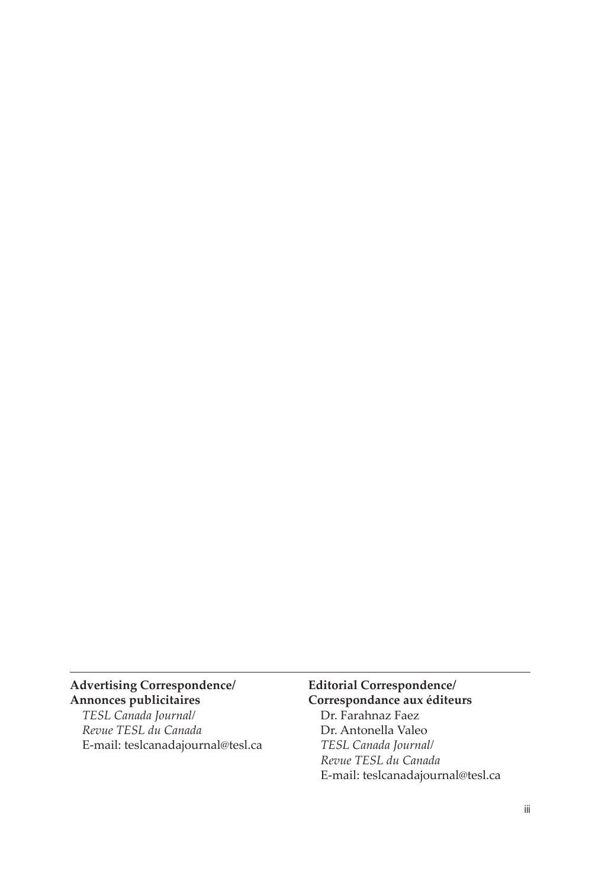**Advertising Correspondence/**
**Annonces publicitaires**
*TESL Canada Journal/*
*Revue TESL du Canada*
E-mail: teslcanadajournal@tesl.ca

**Editorial Correspondence/**
**Correspondance aux éditeurs**
Dr. Farahnaz Faez
Dr. Antonella Valeo
*TESL Canada Journal/*
*Revue TESL du Canada*
E-mail: teslcanadajournal@tesl.ca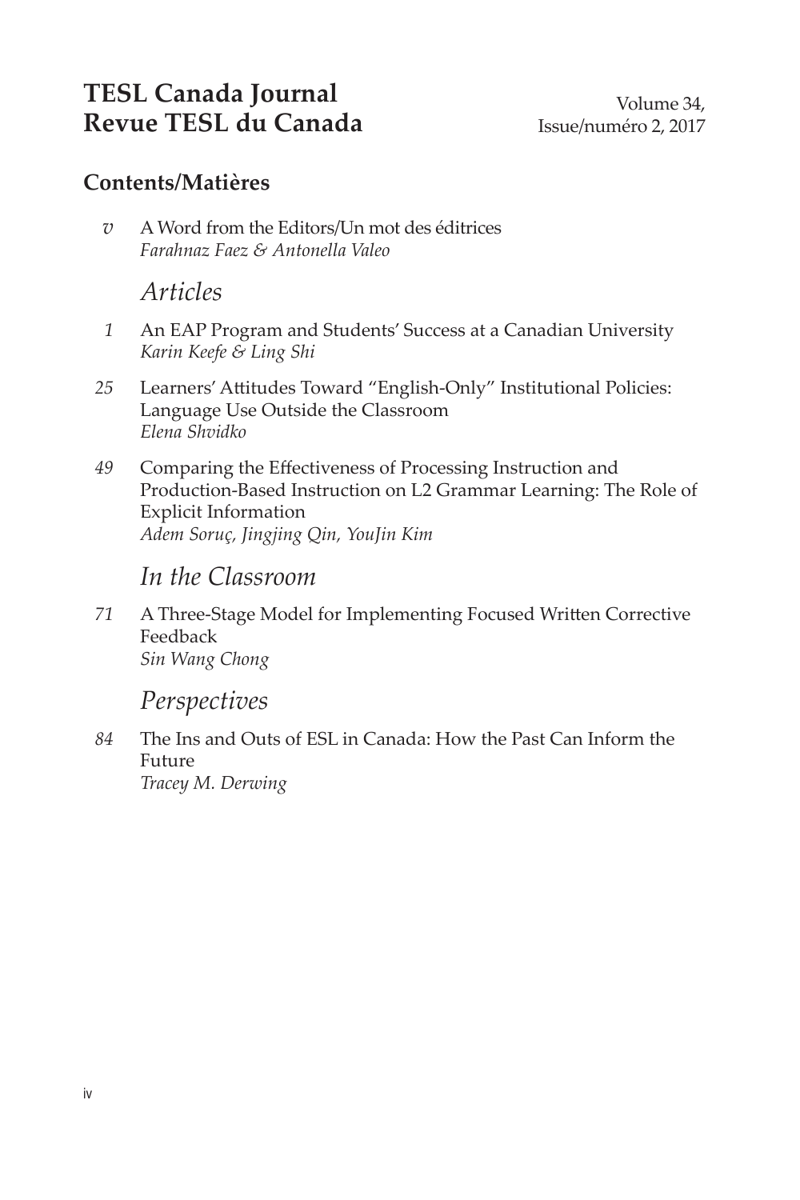# TESL Canada Journal
# Revue TESL du Canada

Volume 34, Issue/numéro 2, 2017

## Contents/Matières

*v* A Word from the Editors/Un mot des éditrices
*Farahnaz Faez & Antonella Valeo*

### *Articles*

*1* An EAP Program and Students' Success at a Canadian University
*Karin Keefe & Ling Shi*

*25* Learners' Attitudes Toward "English-Only" Institutional Policies: Language Use Outside the Classroom
*Elena Shvidko*

*49* Comparing the Effectiveness of Processing Instruction and Production-Based Instruction on L2 Grammar Learning: The Role of Explicit Information
*Adem Soruç, Jingjing Qin, YouJin Kim*

### *In the Classroom*

*71* A Three-Stage Model for Implementing Focused Written Corrective Feedback
*Sin Wang Chong*

### *Perspectives*

*84* The Ins and Outs of ESL in Canada: How the Past Can Inform the Future
*Tracey M. Derwing*